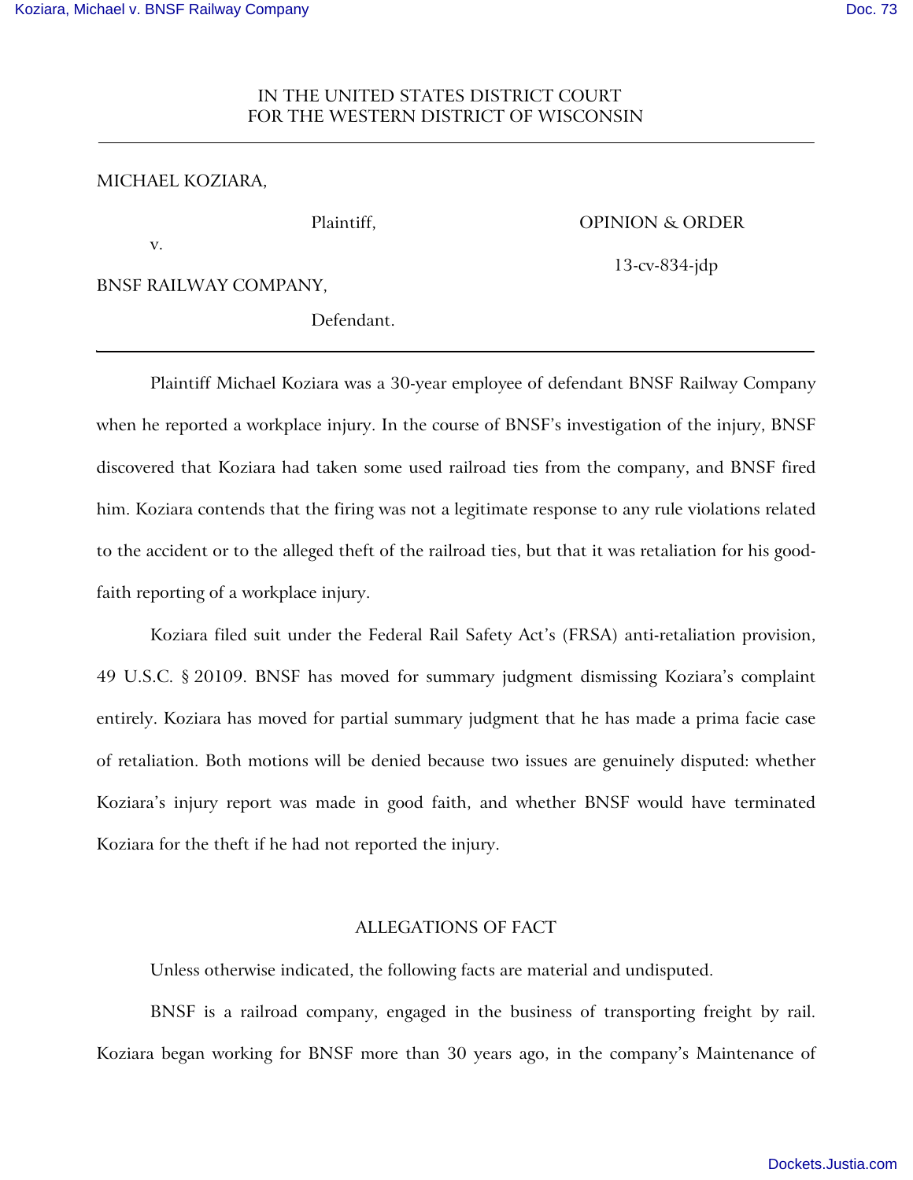IN THE UNITED STATES DISTRICT COURT
FOR THE WESTERN DISTRICT OF WISCONSIN

---

MICHAEL KOZIARA,

Plaintiff,

v.

BNSF RAILWAY COMPANY,

Defendant.

OPINION & ORDER

13-cv-834-jdp

---

Plaintiff Michael Koziara was a 30-year employee of defendant BNSF Railway Company when he reported a workplace injury. In the course of BNSF's investigation of the injury, BNSF discovered that Koziara had taken some used railroad ties from the company, and BNSF fired him. Koziara contends that the firing was not a legitimate response to any rule violations related to the accident or to the alleged theft of the railroad ties, but that it was retaliation for his good-faith reporting of a workplace injury.

Koziara filed suit under the Federal Rail Safety Act's (FRSA) anti-retaliation provision, 49 U.S.C. § 20109. BNSF has moved for summary judgment dismissing Koziara's complaint entirely. Koziara has moved for partial summary judgment that he has made a prima facie case of retaliation. Both motions will be denied because two issues are genuinely disputed: whether Koziara's injury report was made in good faith, and whether BNSF would have terminated Koziara for the theft if he had not reported the injury.

## ALLEGATIONS OF FACT

Unless otherwise indicated, the following facts are material and undisputed.

BNSF is a railroad company, engaged in the business of transporting freight by rail. Koziara began working for BNSF more than 30 years ago, in the company's Maintenance of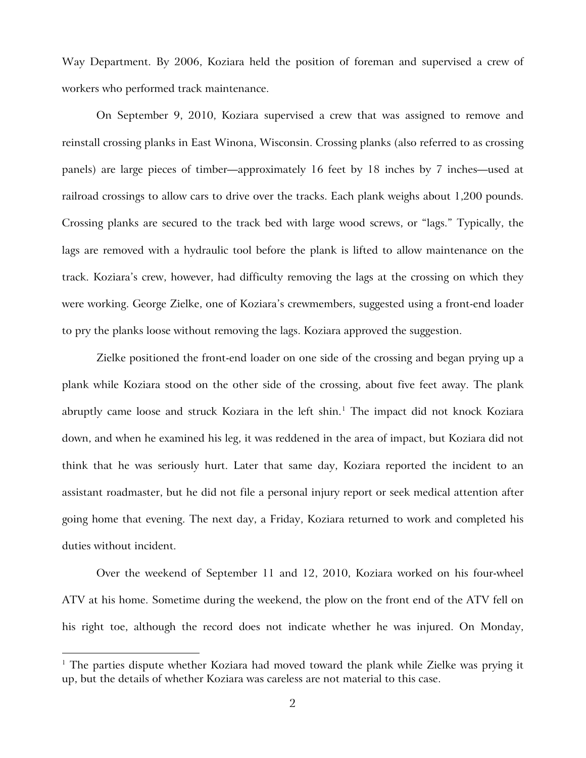Way Department. By 2006, Koziara held the position of foreman and supervised a crew of workers who performed track maintenance.

On September 9, 2010, Koziara supervised a crew that was assigned to remove and reinstall crossing planks in East Winona, Wisconsin. Crossing planks (also referred to as crossing panels) are large pieces of timber—approximately 16 feet by 18 inches by 7 inches—used at railroad crossings to allow cars to drive over the tracks. Each plank weighs about 1,200 pounds. Crossing planks are secured to the track bed with large wood screws, or "lags." Typically, the lags are removed with a hydraulic tool before the plank is lifted to allow maintenance on the track. Koziara's crew, however, had difficulty removing the lags at the crossing on which they were working. George Zielke, one of Koziara's crewmembers, suggested using a front-end loader to pry the planks loose without removing the lags. Koziara approved the suggestion.

Zielke positioned the front-end loader on one side of the crossing and began prying up a plank while Koziara stood on the other side of the crossing, about five feet away. The plank abruptly came loose and struck Koziara in the left shin.[1] The impact did not knock Koziara down, and when he examined his leg, it was reddened in the area of impact, but Koziara did not think that he was seriously hurt. Later that same day, Koziara reported the incident to an assistant roadmaster, but he did not file a personal injury report or seek medical attention after going home that evening. The next day, a Friday, Koziara returned to work and completed his duties without incident.

Over the weekend of September 11 and 12, 2010, Koziara worked on his four-wheel ATV at his home. Sometime during the weekend, the plow on the front end of the ATV fell on his right toe, although the record does not indicate whether he was injured. On Monday,

[1] The parties dispute whether Koziara had moved toward the plank while Zielke was prying it up, but the details of whether Koziara was careless are not material to this case.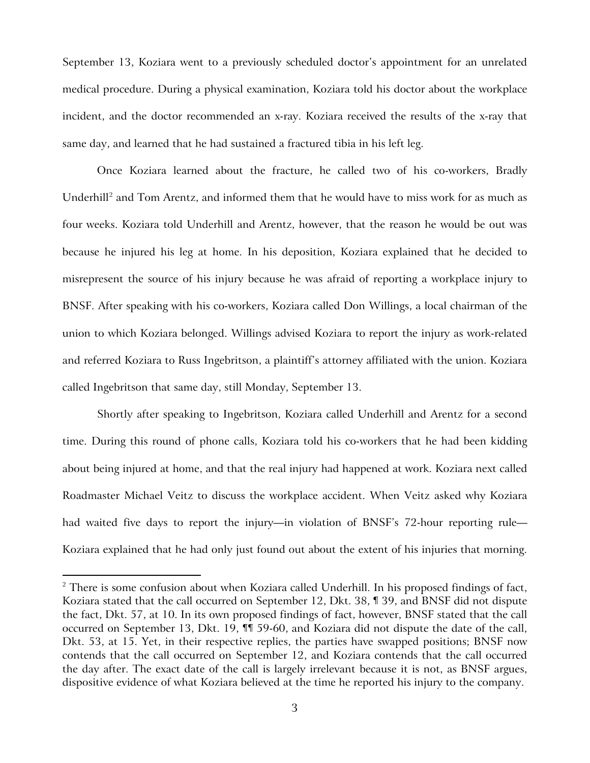September 13, Koziara went to a previously scheduled doctor's appointment for an unrelated medical procedure. During a physical examination, Koziara told his doctor about the workplace incident, and the doctor recommended an x-ray. Koziara received the results of the x-ray that same day, and learned that he had sustained a fractured tibia in his left leg.

Once Koziara learned about the fracture, he called two of his co-workers, Bradly Underhill[2] and Tom Arentz, and informed them that he would have to miss work for as much as four weeks. Koziara told Underhill and Arentz, however, that the reason he would be out was because he injured his leg at home. In his deposition, Koziara explained that he decided to misrepresent the source of his injury because he was afraid of reporting a workplace injury to BNSF. After speaking with his co-workers, Koziara called Don Willings, a local chairman of the union to which Koziara belonged. Willings advised Koziara to report the injury as work-related and referred Koziara to Russ Ingebritson, a plaintiff's attorney affiliated with the union. Koziara called Ingebritson that same day, still Monday, September 13.

Shortly after speaking to Ingebritson, Koziara called Underhill and Arentz for a second time. During this round of phone calls, Koziara told his co-workers that he had been kidding about being injured at home, and that the real injury had happened at work. Koziara next called Roadmaster Michael Veitz to discuss the workplace accident. When Veitz asked why Koziara had waited five days to report the injury—in violation of BNSF's 72-hour reporting rule—Koziara explained that he had only just found out about the extent of his injuries that morning.

[2] There is some confusion about when Koziara called Underhill. In his proposed findings of fact, Koziara stated that the call occurred on September 12, Dkt. 38, ¶ 39, and BNSF did not dispute the fact, Dkt. 57, at 10. In its own proposed findings of fact, however, BNSF stated that the call occurred on September 13, Dkt. 19, ¶¶ 59-60, and Koziara did not dispute the date of the call, Dkt. 53, at 15. Yet, in their respective replies, the parties have swapped positions; BNSF now contends that the call occurred on September 12, and Koziara contends that the call occurred the day after. The exact date of the call is largely irrelevant because it is not, as BNSF argues, dispositive evidence of what Koziara believed at the time he reported his injury to the company.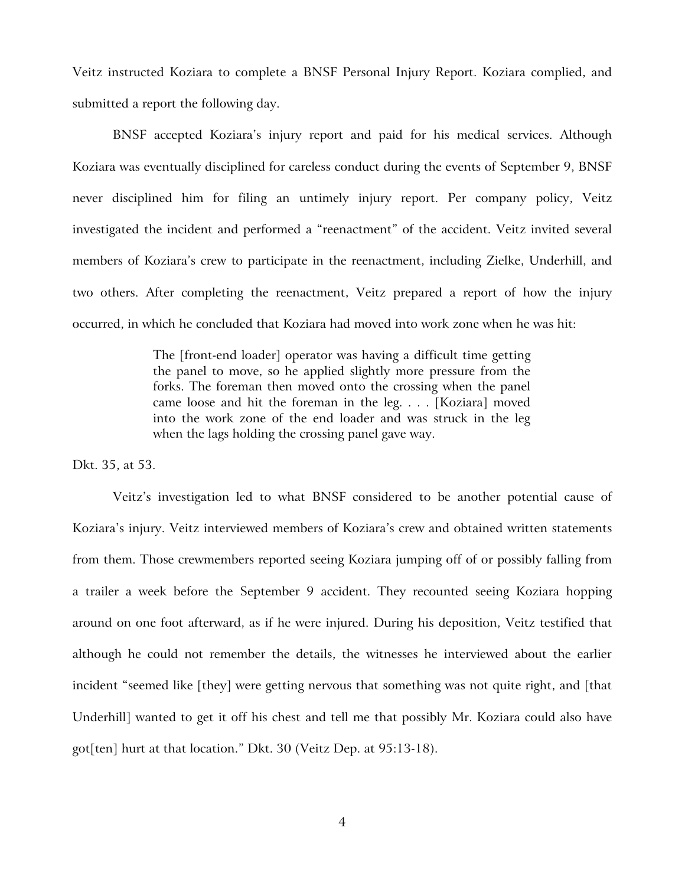Veitz instructed Koziara to complete a BNSF Personal Injury Report. Koziara complied, and submitted a report the following day.

BNSF accepted Koziara's injury report and paid for his medical services. Although Koziara was eventually disciplined for careless conduct during the events of September 9, BNSF never disciplined him for filing an untimely injury report. Per company policy, Veitz investigated the incident and performed a "reenactment" of the accident. Veitz invited several members of Koziara's crew to participate in the reenactment, including Zielke, Underhill, and two others. After completing the reenactment, Veitz prepared a report of how the injury occurred, in which he concluded that Koziara had moved into work zone when he was hit:

> The [front-end loader] operator was having a difficult time getting the panel to move, so he applied slightly more pressure from the forks. The foreman then moved onto the crossing when the panel came loose and hit the foreman in the leg. . . . [Koziara] moved into the work zone of the end loader and was struck in the leg when the lags holding the crossing panel gave way.

Dkt. 35, at 53.

Veitz's investigation led to what BNSF considered to be another potential cause of Koziara's injury. Veitz interviewed members of Koziara's crew and obtained written statements from them. Those crewmembers reported seeing Koziara jumping off of or possibly falling from a trailer a week before the September 9 accident. They recounted seeing Koziara hopping around on one foot afterward, as if he were injured. During his deposition, Veitz testified that although he could not remember the details, the witnesses he interviewed about the earlier incident "seemed like [they] were getting nervous that something was not quite right, and [that Underhill] wanted to get it off his chest and tell me that possibly Mr. Koziara could also have got[ten] hurt at that location." Dkt. 30 (Veitz Dep. at 95:13-18).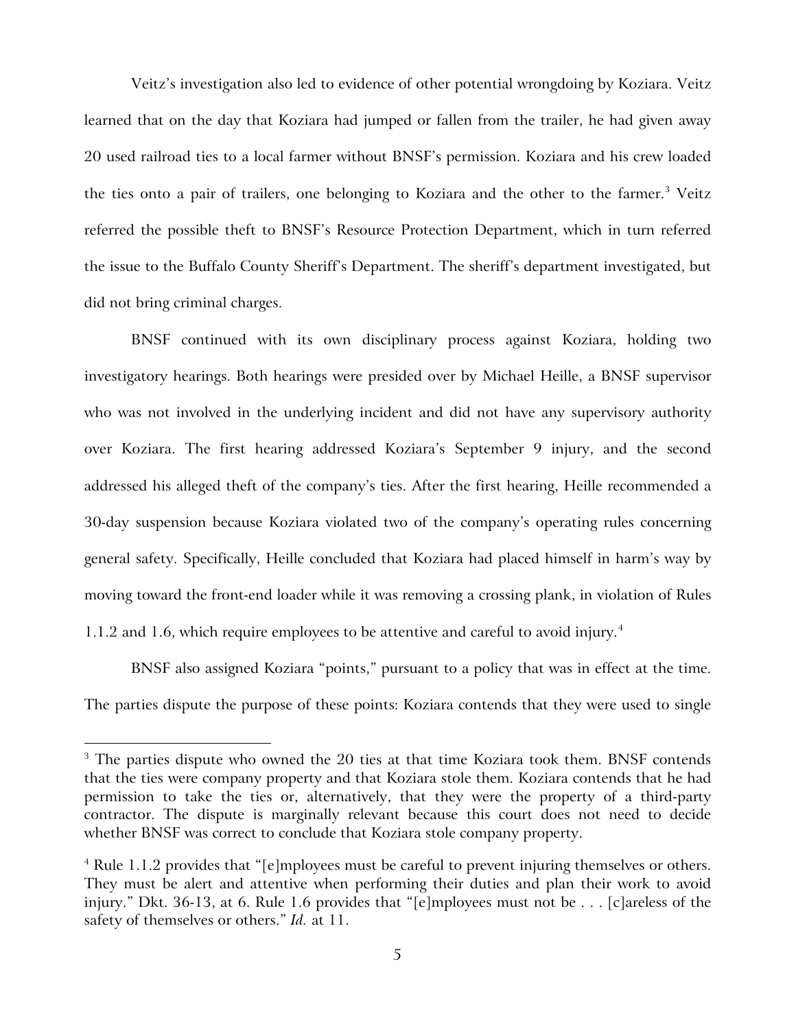Veitz's investigation also led to evidence of other potential wrongdoing by Koziara. Veitz learned that on the day that Koziara had jumped or fallen from the trailer, he had given away 20 used railroad ties to a local farmer without BNSF's permission. Koziara and his crew loaded the ties onto a pair of trailers, one belonging to Koziara and the other to the farmer.[3] Veitz referred the possible theft to BNSF's Resource Protection Department, which in turn referred the issue to the Buffalo County Sheriff's Department. The sheriff's department investigated, but did not bring criminal charges.

BNSF continued with its own disciplinary process against Koziara, holding two investigatory hearings. Both hearings were presided over by Michael Heille, a BNSF supervisor who was not involved in the underlying incident and did not have any supervisory authority over Koziara. The first hearing addressed Koziara's September 9 injury, and the second addressed his alleged theft of the company's ties. After the first hearing, Heille recommended a 30-day suspension because Koziara violated two of the company's operating rules concerning general safety. Specifically, Heille concluded that Koziara had placed himself in harm's way by moving toward the front-end loader while it was removing a crossing plank, in violation of Rules 1.1.2 and 1.6, which require employees to be attentive and careful to avoid injury.[4]

BNSF also assigned Koziara "points," pursuant to a policy that was in effect at the time. The parties dispute the purpose of these points: Koziara contends that they were used to single

---

[3] The parties dispute who owned the 20 ties at that time Koziara took them. BNSF contends that the ties were company property and that Koziara stole them. Koziara contends that he had permission to take the ties or, alternatively, that they were the property of a third-party contractor. The dispute is marginally relevant because this court does not need to decide whether BNSF was correct to conclude that Koziara stole company property.

[4] Rule 1.1.2 provides that "[e]mployees must be careful to prevent injuring themselves or others. They must be alert and attentive when performing their duties and plan their work to avoid injury." Dkt. 36-13, at 6. Rule 1.6 provides that "[e]mployees must not be . . . [c]areless of the safety of themselves or others." *Id.* at 11.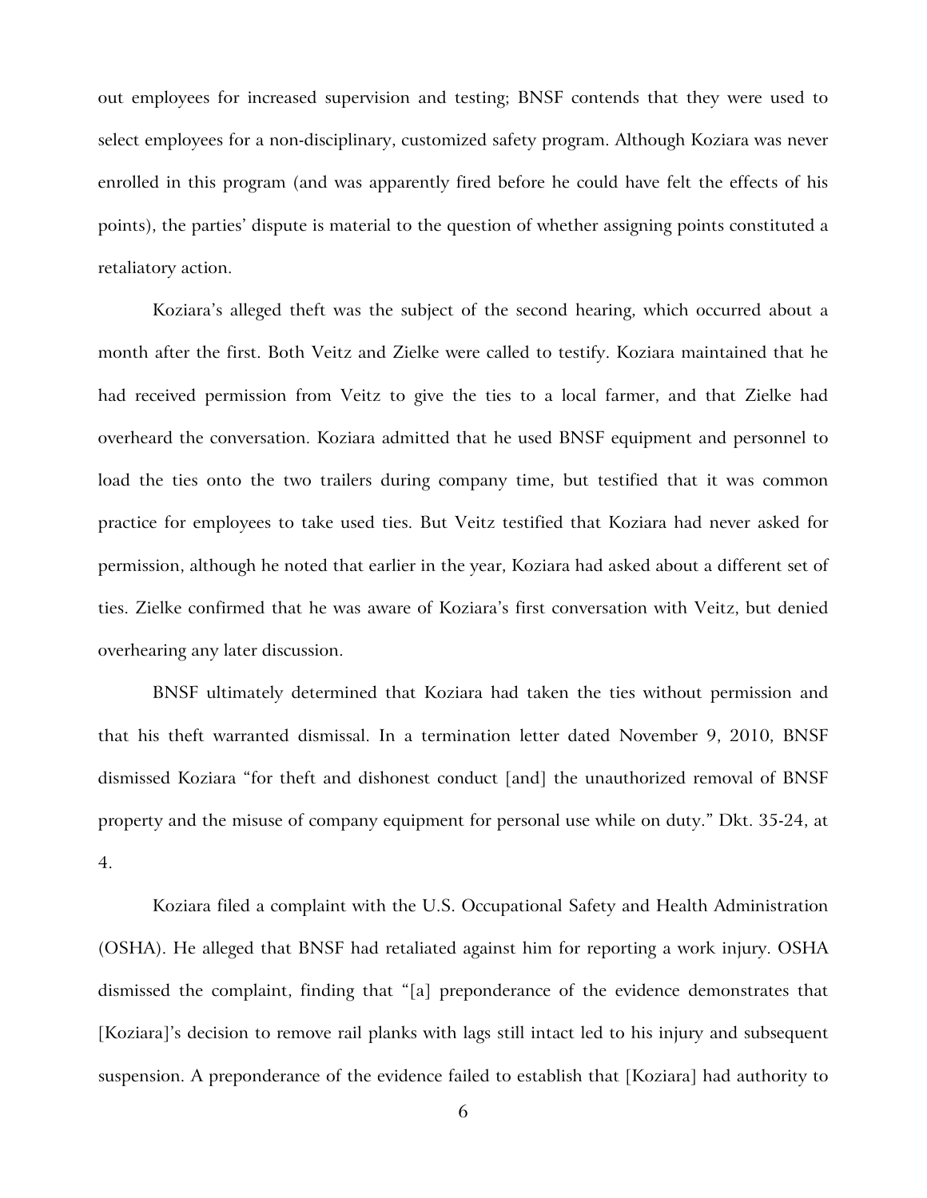out employees for increased supervision and testing; BNSF contends that they were used to select employees for a non-disciplinary, customized safety program. Although Koziara was never enrolled in this program (and was apparently fired before he could have felt the effects of his points), the parties' dispute is material to the question of whether assigning points constituted a retaliatory action.

Koziara's alleged theft was the subject of the second hearing, which occurred about a month after the first. Both Veitz and Zielke were called to testify. Koziara maintained that he had received permission from Veitz to give the ties to a local farmer, and that Zielke had overheard the conversation. Koziara admitted that he used BNSF equipment and personnel to load the ties onto the two trailers during company time, but testified that it was common practice for employees to take used ties. But Veitz testified that Koziara had never asked for permission, although he noted that earlier in the year, Koziara had asked about a different set of ties. Zielke confirmed that he was aware of Koziara's first conversation with Veitz, but denied overhearing any later discussion.

BNSF ultimately determined that Koziara had taken the ties without permission and that his theft warranted dismissal. In a termination letter dated November 9, 2010, BNSF dismissed Koziara "for theft and dishonest conduct [and] the unauthorized removal of BNSF property and the misuse of company equipment for personal use while on duty." Dkt. 35-24, at 4.

Koziara filed a complaint with the U.S. Occupational Safety and Health Administration (OSHA). He alleged that BNSF had retaliated against him for reporting a work injury. OSHA dismissed the complaint, finding that "[a] preponderance of the evidence demonstrates that [Koziara]'s decision to remove rail planks with lags still intact led to his injury and subsequent suspension. A preponderance of the evidence failed to establish that [Koziara] had authority to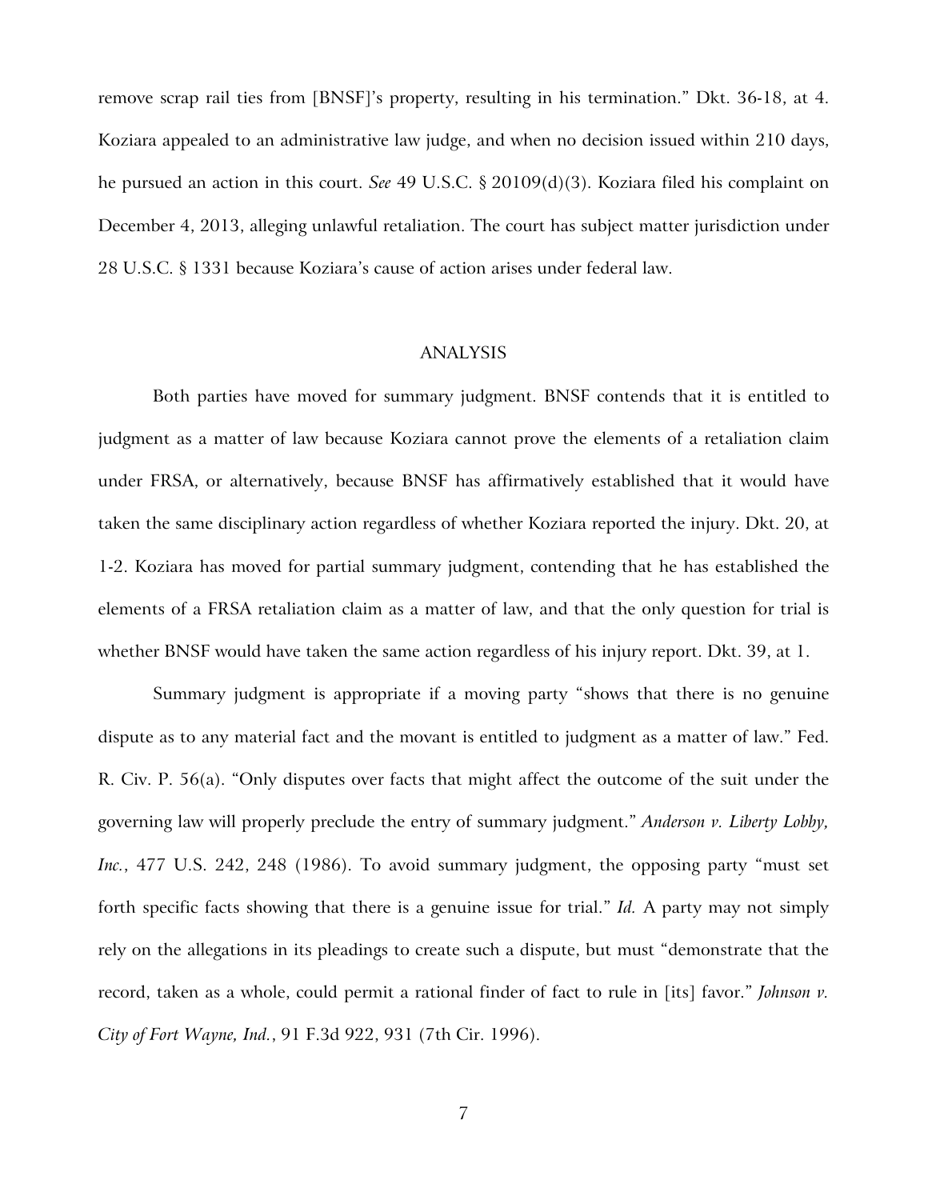remove scrap rail ties from [BNSF]'s property, resulting in his termination." Dkt. 36-18, at 4. Koziara appealed to an administrative law judge, and when no decision issued within 210 days, he pursued an action in this court. *See* 49 U.S.C. § 20109(d)(3). Koziara filed his complaint on December 4, 2013, alleging unlawful retaliation. The court has subject matter jurisdiction under 28 U.S.C. § 1331 because Koziara's cause of action arises under federal law.

## ANALYSIS

Both parties have moved for summary judgment. BNSF contends that it is entitled to judgment as a matter of law because Koziara cannot prove the elements of a retaliation claim under FRSA, or alternatively, because BNSF has affirmatively established that it would have taken the same disciplinary action regardless of whether Koziara reported the injury. Dkt. 20, at 1-2. Koziara has moved for partial summary judgment, contending that he has established the elements of a FRSA retaliation claim as a matter of law, and that the only question for trial is whether BNSF would have taken the same action regardless of his injury report. Dkt. 39, at 1.

Summary judgment is appropriate if a moving party "shows that there is no genuine dispute as to any material fact and the movant is entitled to judgment as a matter of law." Fed. R. Civ. P. 56(a). "Only disputes over facts that might affect the outcome of the suit under the governing law will properly preclude the entry of summary judgment." *Anderson v. Liberty Lobby, Inc.*, 477 U.S. 242, 248 (1986). To avoid summary judgment, the opposing party "must set forth specific facts showing that there is a genuine issue for trial." *Id.* A party may not simply rely on the allegations in its pleadings to create such a dispute, but must "demonstrate that the record, taken as a whole, could permit a rational finder of fact to rule in [its] favor." *Johnson v. City of Fort Wayne, Ind.*, 91 F.3d 922, 931 (7th Cir. 1996).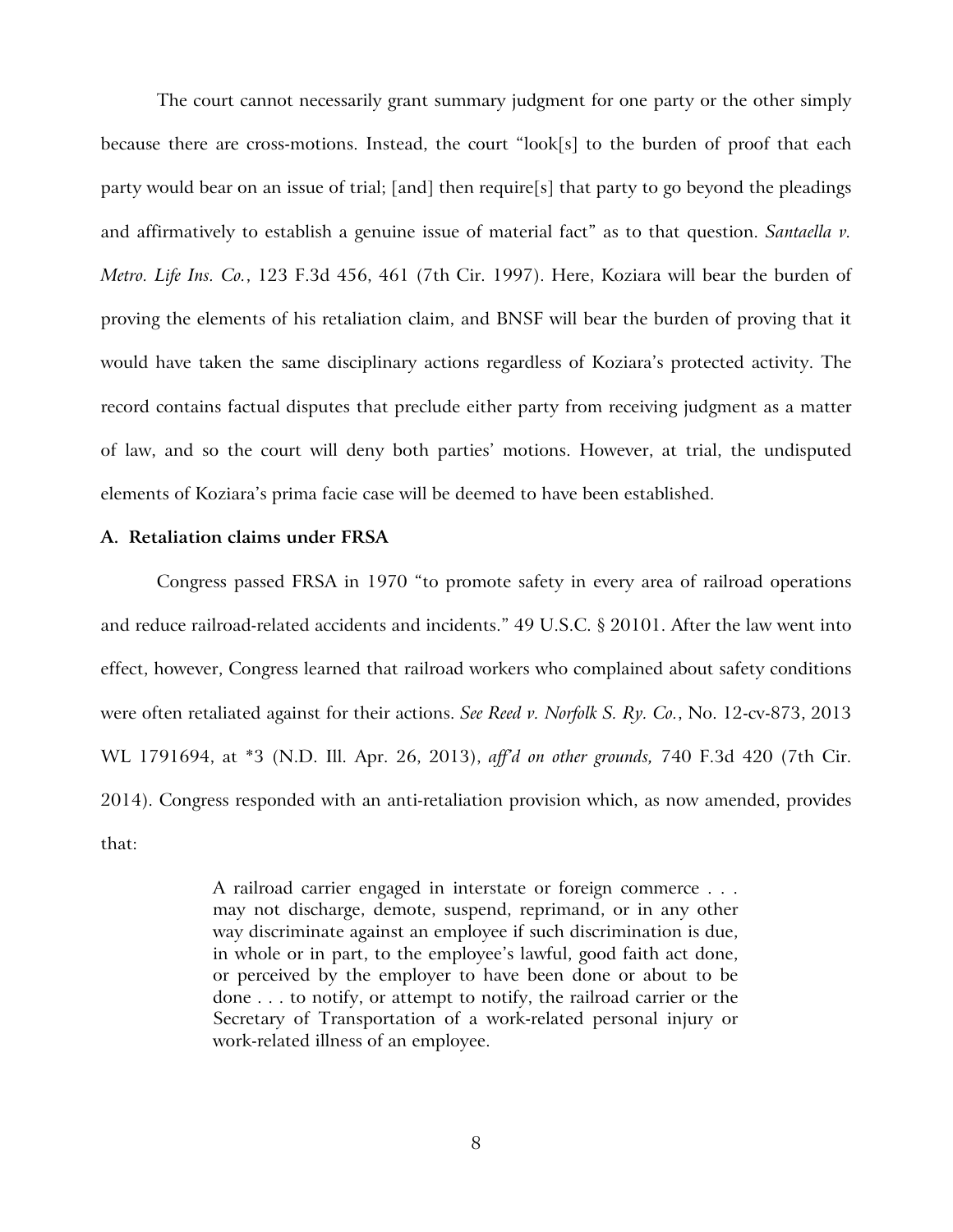The court cannot necessarily grant summary judgment for one party or the other simply because there are cross-motions. Instead, the court "look[s] to the burden of proof that each party would bear on an issue of trial; [and] then require[s] that party to go beyond the pleadings and affirmatively to establish a genuine issue of material fact" as to that question. *Santaella v. Metro. Life Ins. Co.*, 123 F.3d 456, 461 (7th Cir. 1997). Here, Koziara will bear the burden of proving the elements of his retaliation claim, and BNSF will bear the burden of proving that it would have taken the same disciplinary actions regardless of Koziara's protected activity. The record contains factual disputes that preclude either party from receiving judgment as a matter of law, and so the court will deny both parties' motions. However, at trial, the undisputed elements of Koziara's prima facie case will be deemed to have been established.

### A. Retaliation claims under FRSA

Congress passed FRSA in 1970 "to promote safety in every area of railroad operations and reduce railroad-related accidents and incidents." 49 U.S.C. § 20101. After the law went into effect, however, Congress learned that railroad workers who complained about safety conditions were often retaliated against for their actions. *See Reed v. Norfolk S. Ry. Co.*, No. 12-cv-873, 2013 WL 1791694, at *3 (N.D. Ill. Apr. 26, 2013), *aff'd on other grounds,* 740 F.3d 420 (7th Cir. 2014). Congress responded with an anti-retaliation provision which, as now amended, provides that:

> A railroad carrier engaged in interstate or foreign commerce . . . may not discharge, demote, suspend, reprimand, or in any other way discriminate against an employee if such discrimination is due, in whole or in part, to the employee's lawful, good faith act done, or perceived by the employer to have been done or about to be done . . . to notify, or attempt to notify, the railroad carrier or the Secretary of Transportation of a work-related personal injury or work-related illness of an employee.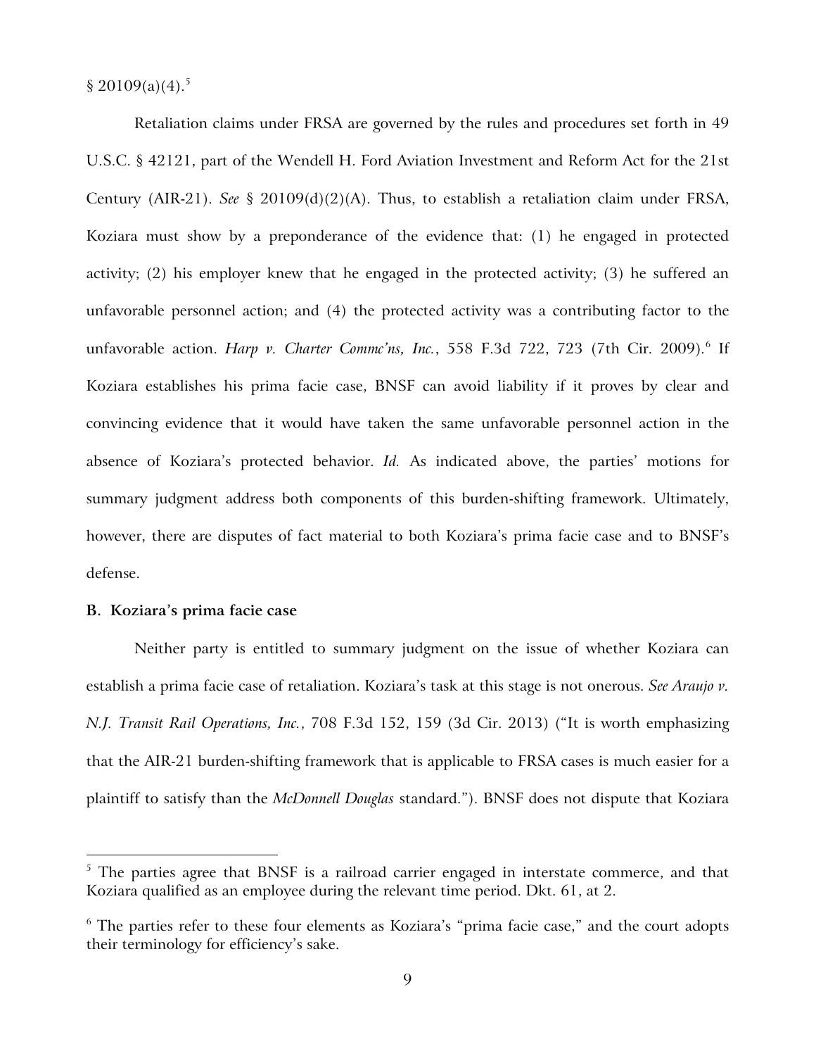§ 20109(a)(4).[5]

Retaliation claims under FRSA are governed by the rules and procedures set forth in 49 U.S.C. § 42121, part of the Wendell H. Ford Aviation Investment and Reform Act for the 21st Century (AIR-21). *See* § 20109(d)(2)(A). Thus, to establish a retaliation claim under FRSA, Koziara must show by a preponderance of the evidence that: (1) he engaged in protected activity; (2) his employer knew that he engaged in the protected activity; (3) he suffered an unfavorable personnel action; and (4) the protected activity was a contributing factor to the unfavorable action. *Harp v. Charter Commc'ns, Inc.*, 558 F.3d 722, 723 (7th Cir. 2009).[6] If Koziara establishes his prima facie case, BNSF can avoid liability if it proves by clear and convincing evidence that it would have taken the same unfavorable personnel action in the absence of Koziara's protected behavior. *Id.* As indicated above, the parties' motions for summary judgment address both components of this burden-shifting framework. Ultimately, however, there are disputes of fact material to both Koziara's prima facie case and to BNSF's defense.

### B. Koziara's prima facie case

Neither party is entitled to summary judgment on the issue of whether Koziara can establish a prima facie case of retaliation. Koziara's task at this stage is not onerous. *See Araujo v. N.J. Transit Rail Operations, Inc.*, 708 F.3d 152, 159 (3d Cir. 2013) ("It is worth emphasizing that the AIR-21 burden-shifting framework that is applicable to FRSA cases is much easier for a plaintiff to satisfy than the *McDonnell Douglas* standard."). BNSF does not dispute that Koziara

---

[5] The parties agree that BNSF is a railroad carrier engaged in interstate commerce, and that Koziara qualified as an employee during the relevant time period. Dkt. 61, at 2.

[6] The parties refer to these four elements as Koziara's "prima facie case," and the court adopts their terminology for efficiency's sake.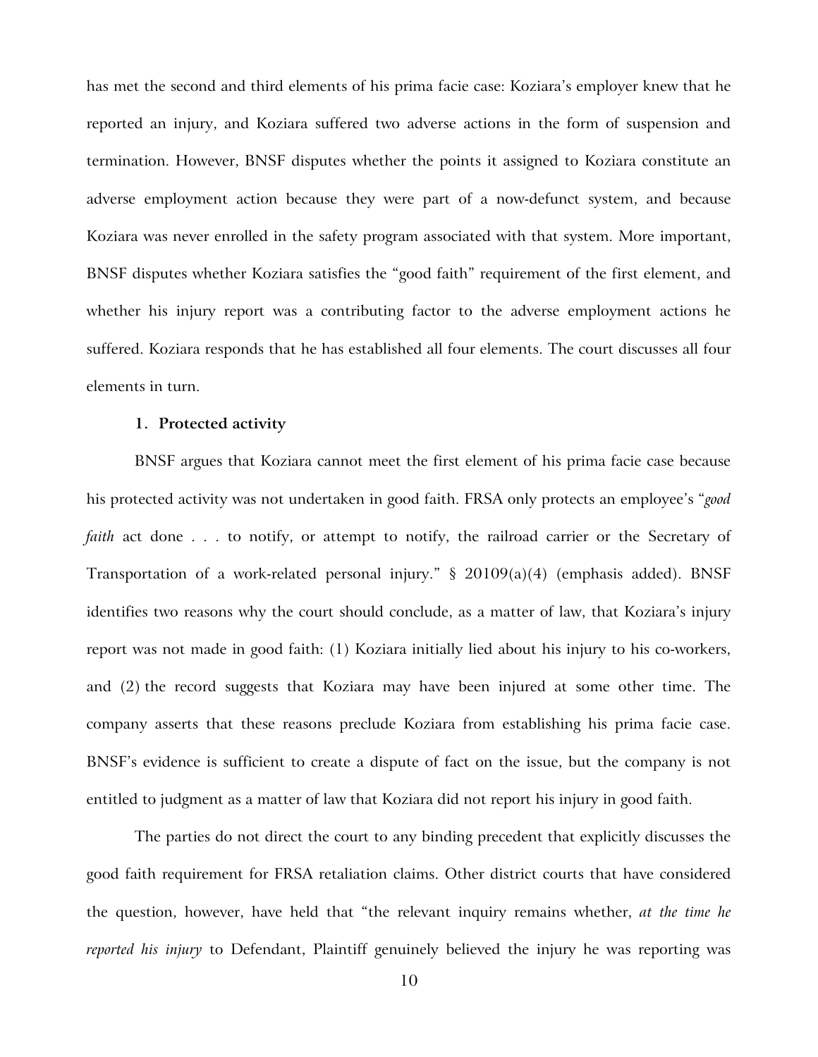has met the second and third elements of his prima facie case: Koziara's employer knew that he reported an injury, and Koziara suffered two adverse actions in the form of suspension and termination. However, BNSF disputes whether the points it assigned to Koziara constitute an adverse employment action because they were part of a now-defunct system, and because Koziara was never enrolled in the safety program associated with that system. More important, BNSF disputes whether Koziara satisfies the "good faith" requirement of the first element, and whether his injury report was a contributing factor to the adverse employment actions he suffered. Koziara responds that he has established all four elements. The court discusses all four elements in turn.

### 1. Protected activity

BNSF argues that Koziara cannot meet the first element of his prima facie case because his protected activity was not undertaken in good faith. FRSA only protects an employee's "*good faith* act done . . . to notify, or attempt to notify, the railroad carrier or the Secretary of Transportation of a work-related personal injury." § 20109(a)(4) (emphasis added). BNSF identifies two reasons why the court should conclude, as a matter of law, that Koziara's injury report was not made in good faith: (1) Koziara initially lied about his injury to his co-workers, and (2) the record suggests that Koziara may have been injured at some other time. The company asserts that these reasons preclude Koziara from establishing his prima facie case. BNSF's evidence is sufficient to create a dispute of fact on the issue, but the company is not entitled to judgment as a matter of law that Koziara did not report his injury in good faith.

The parties do not direct the court to any binding precedent that explicitly discusses the good faith requirement for FRSA retaliation claims. Other district courts that have considered the question, however, have held that "the relevant inquiry remains whether, *at the time he reported his injury* to Defendant, Plaintiff genuinely believed the injury he was reporting was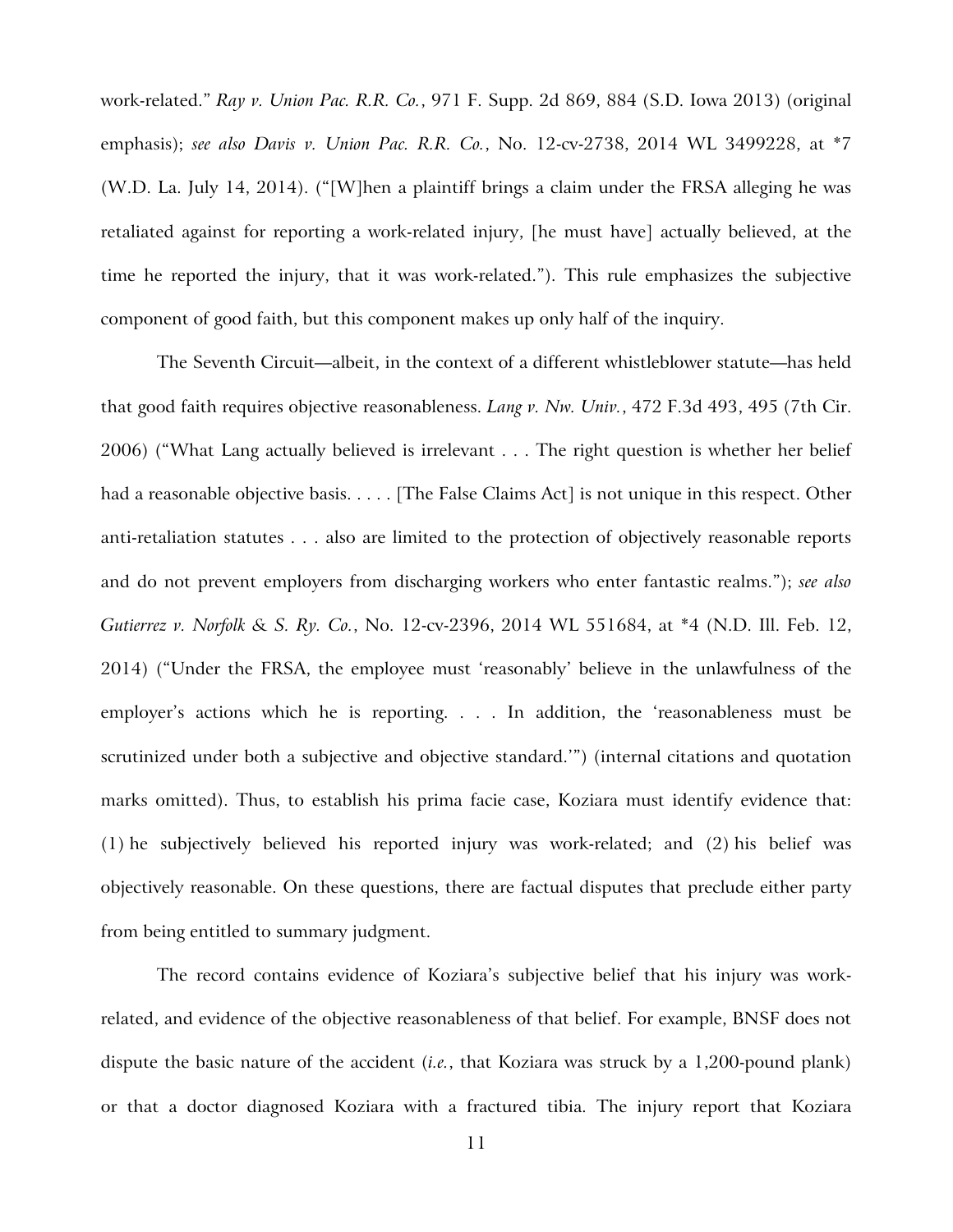work-related." *Ray v. Union Pac. R.R. Co.*, 971 F. Supp. 2d 869, 884 (S.D. Iowa 2013) (original emphasis); *see also Davis v. Union Pac. R.R. Co.*, No. 12-cv-2738, 2014 WL 3499228, at *7 (W.D. La. July 14, 2014). ("[W]hen a plaintiff brings a claim under the FRSA alleging he was retaliated against for reporting a work-related injury, [he must have] actually believed, at the time he reported the injury, that it was work-related."). This rule emphasizes the subjective component of good faith, but this component makes up only half of the inquiry.

The Seventh Circuit—albeit, in the context of a different whistleblower statute—has held that good faith requires objective reasonableness. *Lang v. Nw. Univ.*, 472 F.3d 493, 495 (7th Cir. 2006) ("What Lang actually believed is irrelevant . . . The right question is whether her belief had a reasonable objective basis. . . . . [The False Claims Act] is not unique in this respect. Other anti-retaliation statutes . . . also are limited to the protection of objectively reasonable reports and do not prevent employers from discharging workers who enter fantastic realms."); *see also Gutierrez v. Norfolk & S. Ry. Co.*, No. 12-cv-2396, 2014 WL 551684, at *4 (N.D. Ill. Feb. 12, 2014) ("Under the FRSA, the employee must 'reasonably' believe in the unlawfulness of the employer's actions which he is reporting. . . . In addition, the 'reasonableness must be scrutinized under both a subjective and objective standard.'") (internal citations and quotation marks omitted). Thus, to establish his prima facie case, Koziara must identify evidence that: (1) he subjectively believed his reported injury was work-related; and (2) his belief was objectively reasonable. On these questions, there are factual disputes that preclude either party from being entitled to summary judgment.

The record contains evidence of Koziara's subjective belief that his injury was work-related, and evidence of the objective reasonableness of that belief. For example, BNSF does not dispute the basic nature of the accident (*i.e.*, that Koziara was struck by a 1,200-pound plank) or that a doctor diagnosed Koziara with a fractured tibia. The injury report that Koziara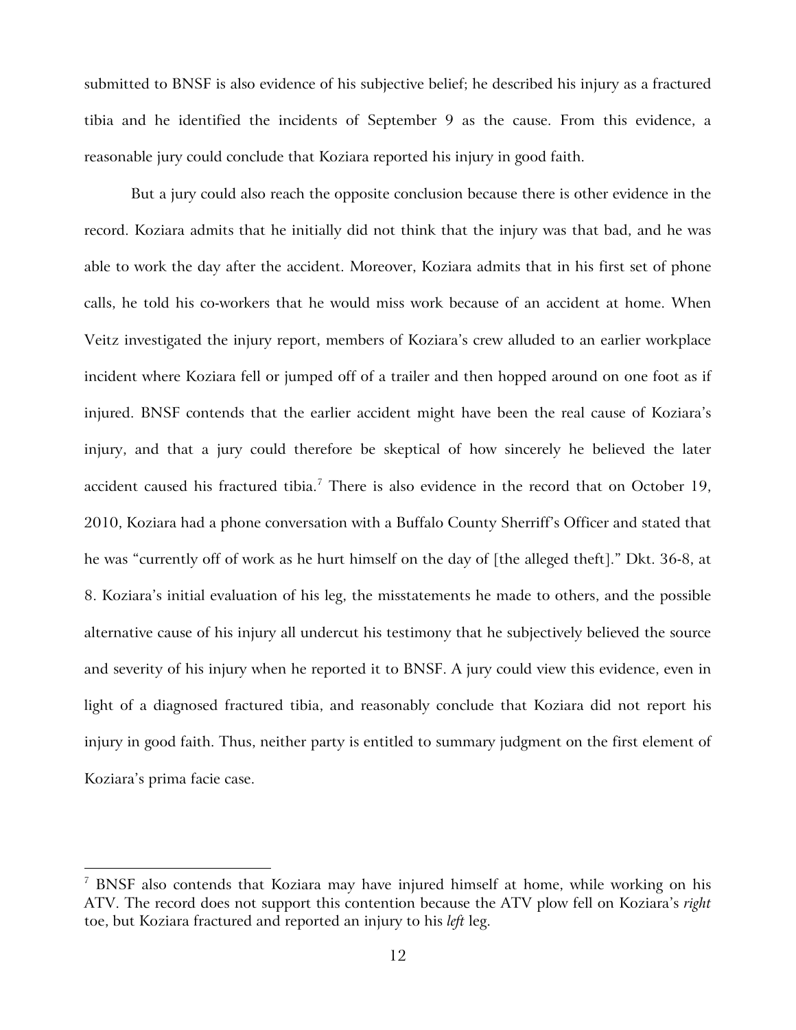submitted to BNSF is also evidence of his subjective belief; he described his injury as a fractured tibia and he identified the incidents of September 9 as the cause. From this evidence, a reasonable jury could conclude that Koziara reported his injury in good faith.

But a jury could also reach the opposite conclusion because there is other evidence in the record. Koziara admits that he initially did not think that the injury was that bad, and he was able to work the day after the accident. Moreover, Koziara admits that in his first set of phone calls, he told his co-workers that he would miss work because of an accident at home. When Veitz investigated the injury report, members of Koziara's crew alluded to an earlier workplace incident where Koziara fell or jumped off of a trailer and then hopped around on one foot as if injured. BNSF contends that the earlier accident might have been the real cause of Koziara's injury, and that a jury could therefore be skeptical of how sincerely he believed the later accident caused his fractured tibia.[7] There is also evidence in the record that on October 19, 2010, Koziara had a phone conversation with a Buffalo County Sherriff's Officer and stated that he was "currently off of work as he hurt himself on the day of [the alleged theft]." Dkt. 36-8, at 8. Koziara's initial evaluation of his leg, the misstatements he made to others, and the possible alternative cause of his injury all undercut his testimony that he subjectively believed the source and severity of his injury when he reported it to BNSF. A jury could view this evidence, even in light of a diagnosed fractured tibia, and reasonably conclude that Koziara did not report his injury in good faith. Thus, neither party is entitled to summary judgment on the first element of Koziara's prima facie case.

---

[7] BNSF also contends that Koziara may have injured himself at home, while working on his ATV. The record does not support this contention because the ATV plow fell on Koziara's *right* toe, but Koziara fractured and reported an injury to his *left* leg.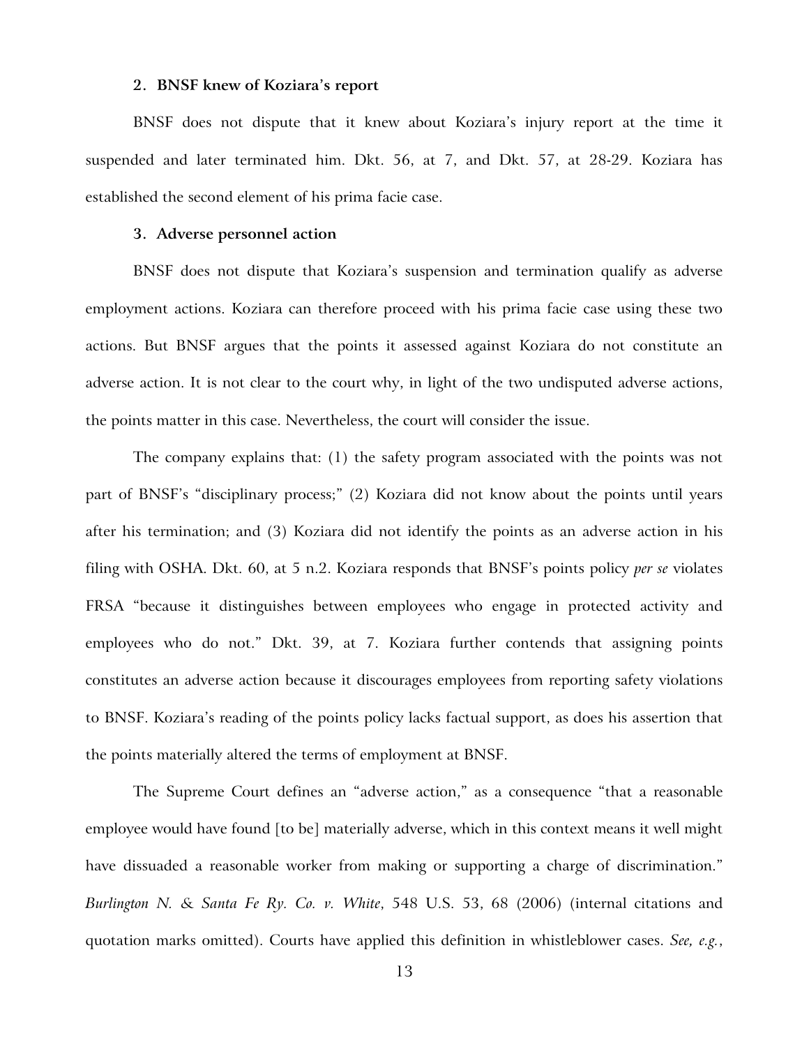### 2. BNSF knew of Koziara's report

BNSF does not dispute that it knew about Koziara's injury report at the time it suspended and later terminated him. Dkt. 56, at 7, and Dkt. 57, at 28-29. Koziara has established the second element of his prima facie case.

### 3. Adverse personnel action

BNSF does not dispute that Koziara's suspension and termination qualify as adverse employment actions. Koziara can therefore proceed with his prima facie case using these two actions. But BNSF argues that the points it assessed against Koziara do not constitute an adverse action. It is not clear to the court why, in light of the two undisputed adverse actions, the points matter in this case. Nevertheless, the court will consider the issue.

The company explains that: (1) the safety program associated with the points was not part of BNSF's "disciplinary process;" (2) Koziara did not know about the points until years after his termination; and (3) Koziara did not identify the points as an adverse action in his filing with OSHA. Dkt. 60, at 5 n.2. Koziara responds that BNSF's points policy *per se* violates FRSA "because it distinguishes between employees who engage in protected activity and employees who do not." Dkt. 39, at 7. Koziara further contends that assigning points constitutes an adverse action because it discourages employees from reporting safety violations to BNSF. Koziara's reading of the points policy lacks factual support, as does his assertion that the points materially altered the terms of employment at BNSF.

The Supreme Court defines an "adverse action," as a consequence "that a reasonable employee would have found [to be] materially adverse, which in this context means it well might have dissuaded a reasonable worker from making or supporting a charge of discrimination." *Burlington N. & Santa Fe Ry. Co. v. White*, 548 U.S. 53, 68 (2006) (internal citations and quotation marks omitted). Courts have applied this definition in whistleblower cases. *See, e.g.*,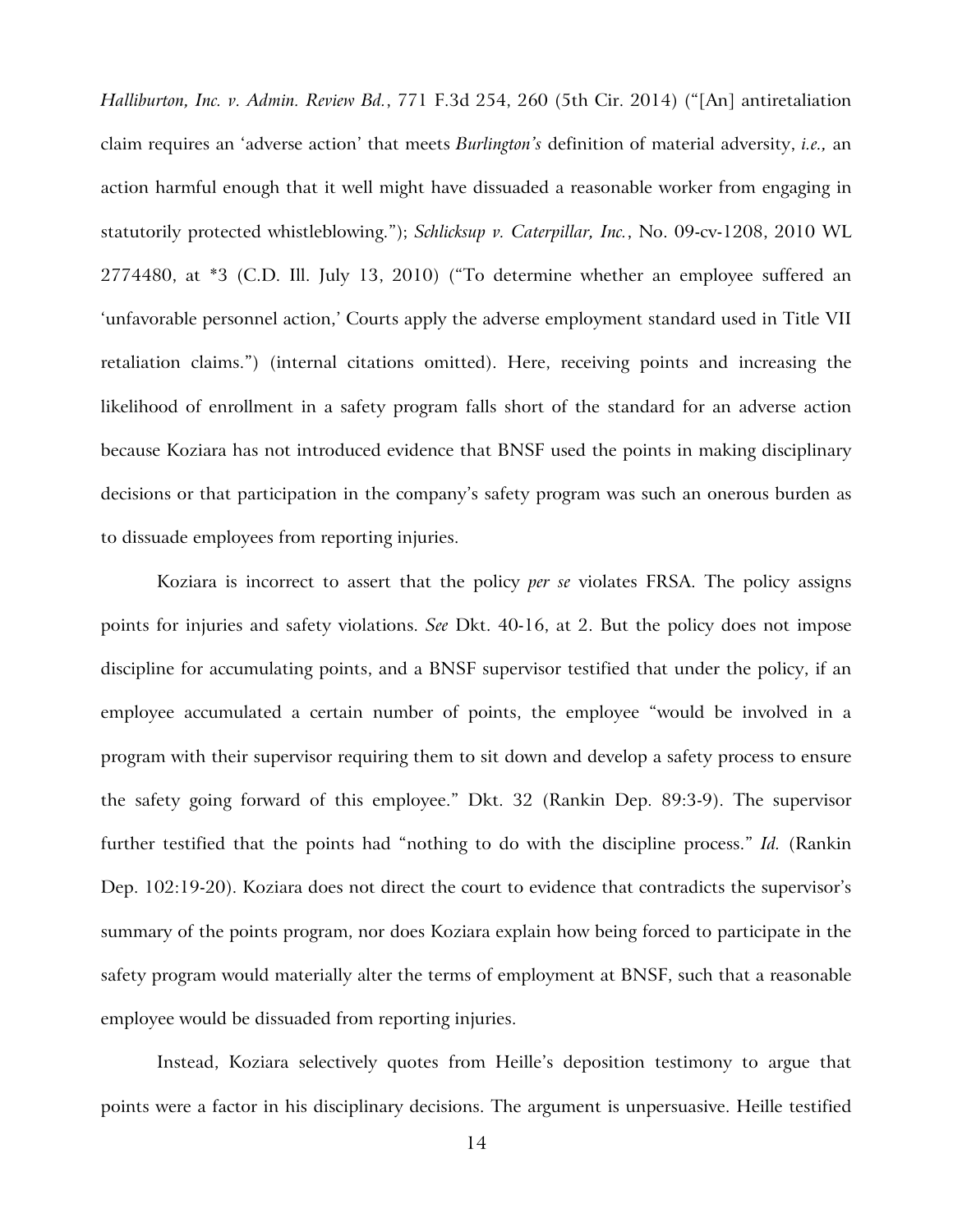*Halliburton, Inc. v. Admin. Review Bd.*, 771 F.3d 254, 260 (5th Cir. 2014) ("[An] antiretaliation claim requires an 'adverse action' that meets *Burlington's* definition of material adversity, *i.e.,* an action harmful enough that it well might have dissuaded a reasonable worker from engaging in statutorily protected whistleblowing."); *Schlicksup v. Caterpillar, Inc.*, No. 09-cv-1208, 2010 WL 2774480, at *3 (C.D. Ill. July 13, 2010) ("To determine whether an employee suffered an 'unfavorable personnel action,' Courts apply the adverse employment standard used in Title VII retaliation claims.") (internal citations omitted). Here, receiving points and increasing the likelihood of enrollment in a safety program falls short of the standard for an adverse action because Koziara has not introduced evidence that BNSF used the points in making disciplinary decisions or that participation in the company's safety program was such an onerous burden as to dissuade employees from reporting injuries.

Koziara is incorrect to assert that the policy *per se* violates FRSA. The policy assigns points for injuries and safety violations. *See* Dkt. 40-16, at 2. But the policy does not impose discipline for accumulating points, and a BNSF supervisor testified that under the policy, if an employee accumulated a certain number of points, the employee "would be involved in a program with their supervisor requiring them to sit down and develop a safety process to ensure the safety going forward of this employee." Dkt. 32 (Rankin Dep. 89:3-9). The supervisor further testified that the points had "nothing to do with the discipline process." *Id.* (Rankin Dep. 102:19-20). Koziara does not direct the court to evidence that contradicts the supervisor's summary of the points program, nor does Koziara explain how being forced to participate in the safety program would materially alter the terms of employment at BNSF, such that a reasonable employee would be dissuaded from reporting injuries.

Instead, Koziara selectively quotes from Heille's deposition testimony to argue that points were a factor in his disciplinary decisions. The argument is unpersuasive. Heille testified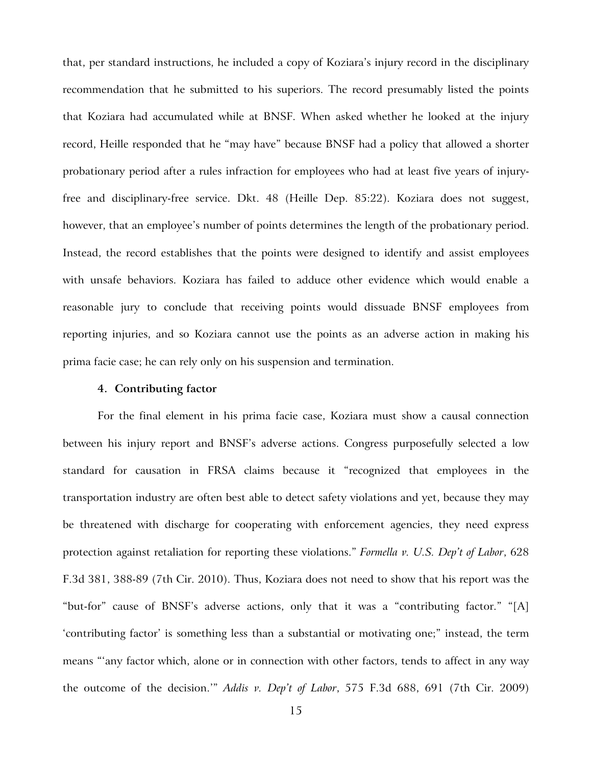that, per standard instructions, he included a copy of Koziara's injury record in the disciplinary recommendation that he submitted to his superiors. The record presumably listed the points that Koziara had accumulated while at BNSF. When asked whether he looked at the injury record, Heille responded that he "may have" because BNSF had a policy that allowed a shorter probationary period after a rules infraction for employees who had at least five years of injury-free and disciplinary-free service. Dkt. 48 (Heille Dep. 85:22). Koziara does not suggest, however, that an employee's number of points determines the length of the probationary period. Instead, the record establishes that the points were designed to identify and assist employees with unsafe behaviors. Koziara has failed to adduce other evidence which would enable a reasonable jury to conclude that receiving points would dissuade BNSF employees from reporting injuries, and so Koziara cannot use the points as an adverse action in making his prima facie case; he can rely only on his suspension and termination.

#### 4. Contributing factor

For the final element in his prima facie case, Koziara must show a causal connection between his injury report and BNSF's adverse actions. Congress purposefully selected a low standard for causation in FRSA claims because it "recognized that employees in the transportation industry are often best able to detect safety violations and yet, because they may be threatened with discharge for cooperating with enforcement agencies, they need express protection against retaliation for reporting these violations." *Formella v. U.S. Dep't of Labor*, 628 F.3d 381, 388-89 (7th Cir. 2010). Thus, Koziara does not need to show that his report was the "but-for" cause of BNSF's adverse actions, only that it was a "contributing factor." "[A] 'contributing factor' is something less than a substantial or motivating one;" instead, the term means "'any factor which, alone or in connection with other factors, tends to affect in any way the outcome of the decision.'" *Addis v. Dep't of Labor*, 575 F.3d 688, 691 (7th Cir. 2009)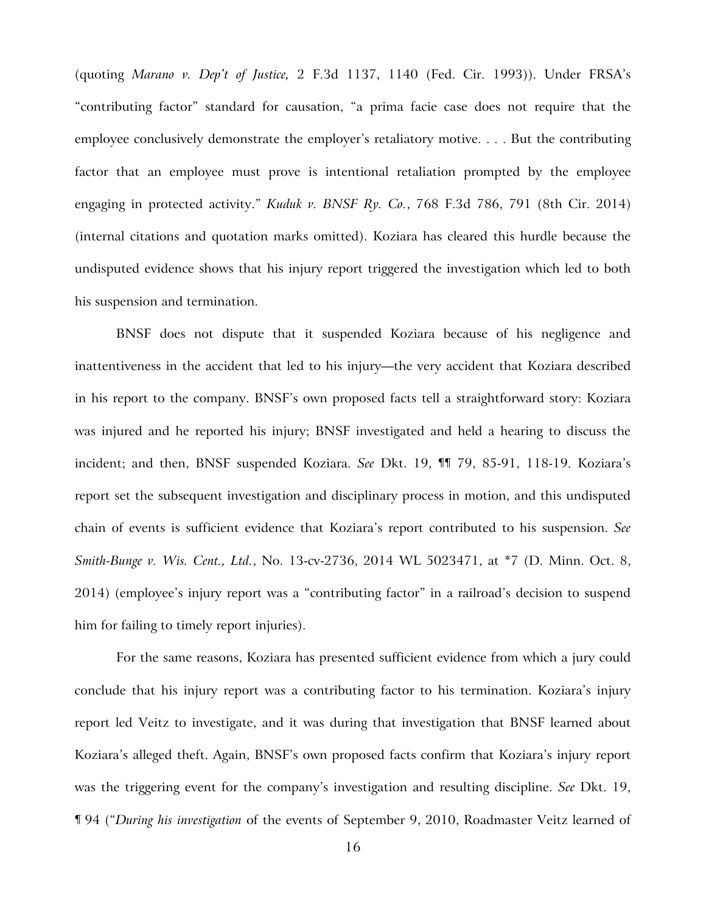(quoting *Marano v. Dep't of Justice,* 2 F.3d 1137, 1140 (Fed. Cir. 1993)). Under FRSA's "contributing factor" standard for causation, "a prima facie case does not require that the employee conclusively demonstrate the employer's retaliatory motive. . . . But the contributing factor that an employee must prove is intentional retaliation prompted by the employee engaging in protected activity." *Kuduk v. BNSF Ry. Co.*, 768 F.3d 786, 791 (8th Cir. 2014) (internal citations and quotation marks omitted). Koziara has cleared this hurdle because the undisputed evidence shows that his injury report triggered the investigation which led to both his suspension and termination.

BNSF does not dispute that it suspended Koziara because of his negligence and inattentiveness in the accident that led to his injury—the very accident that Koziara described in his report to the company. BNSF's own proposed facts tell a straightforward story: Koziara was injured and he reported his injury; BNSF investigated and held a hearing to discuss the incident; and then, BNSF suspended Koziara. *See* Dkt. 19, ¶¶ 79, 85-91, 118-19. Koziara's report set the subsequent investigation and disciplinary process in motion, and this undisputed chain of events is sufficient evidence that Koziara's report contributed to his suspension. *See Smith-Bunge v. Wis. Cent., Ltd.*, No. 13-cv-2736, 2014 WL 5023471, at *7 (D. Minn. Oct. 8, 2014) (employee's injury report was a "contributing factor" in a railroad's decision to suspend him for failing to timely report injuries).

For the same reasons, Koziara has presented sufficient evidence from which a jury could conclude that his injury report was a contributing factor to his termination. Koziara's injury report led Veitz to investigate, and it was during that investigation that BNSF learned about Koziara's alleged theft. Again, BNSF's own proposed facts confirm that Koziara's injury report was the triggering event for the company's investigation and resulting discipline. *See* Dkt. 19, ¶ 94 ("*During his investigation* of the events of September 9, 2010, Roadmaster Veitz learned of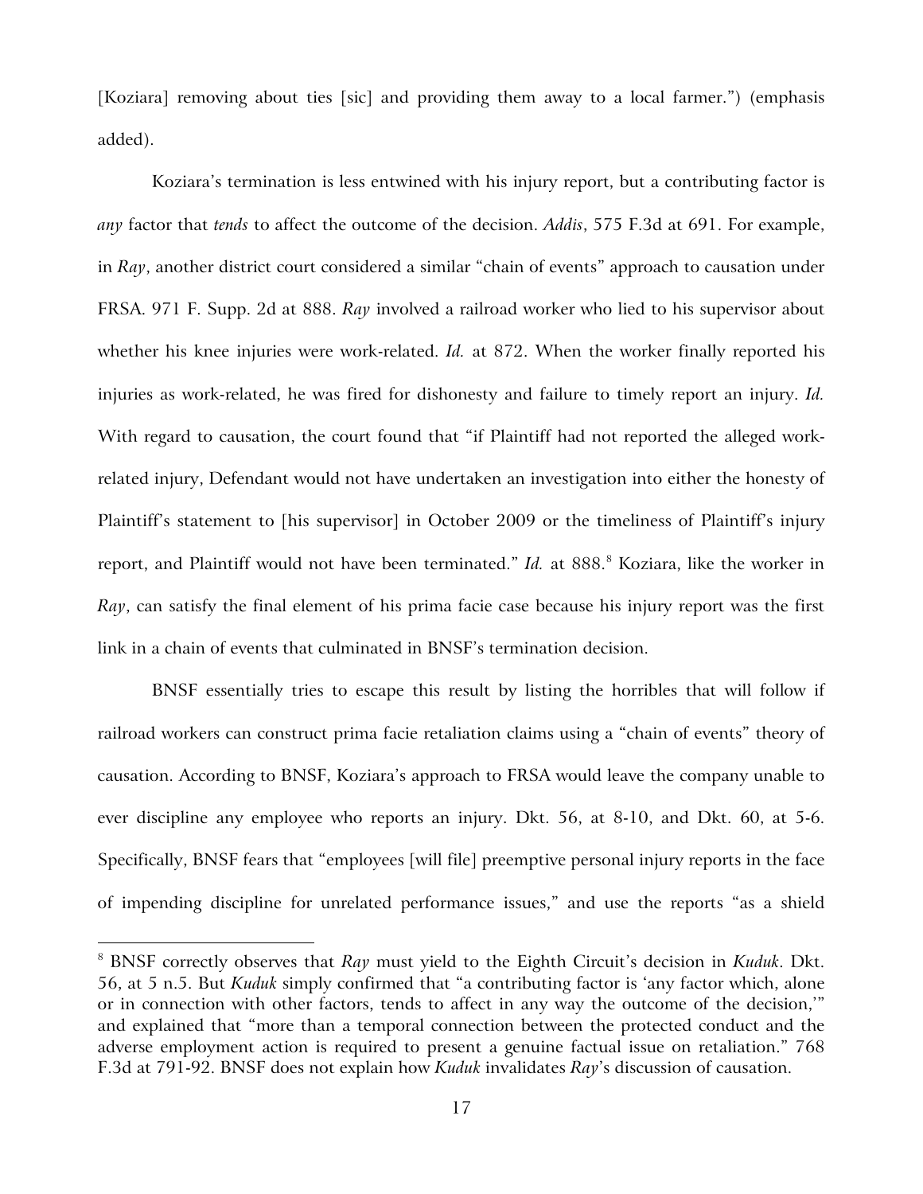[Koziara] removing about ties [sic] and providing them away to a local farmer.") (emphasis added).

Koziara's termination is less entwined with his injury report, but a contributing factor is *any* factor that *tends* to affect the outcome of the decision. *Addis*, 575 F.3d at 691. For example, in *Ray*, another district court considered a similar "chain of events" approach to causation under FRSA. 971 F. Supp. 2d at 888. *Ray* involved a railroad worker who lied to his supervisor about whether his knee injuries were work-related. *Id.* at 872. When the worker finally reported his injuries as work-related, he was fired for dishonesty and failure to timely report an injury. *Id.* With regard to causation, the court found that "if Plaintiff had not reported the alleged work-related injury, Defendant would not have undertaken an investigation into either the honesty of Plaintiff's statement to [his supervisor] in October 2009 or the timeliness of Plaintiff's injury report, and Plaintiff would not have been terminated." *Id.* at 888.[8] Koziara, like the worker in *Ray*, can satisfy the final element of his prima facie case because his injury report was the first link in a chain of events that culminated in BNSF's termination decision.

BNSF essentially tries to escape this result by listing the horribles that will follow if railroad workers can construct prima facie retaliation claims using a "chain of events" theory of causation. According to BNSF, Koziara's approach to FRSA would leave the company unable to ever discipline any employee who reports an injury. Dkt. 56, at 8-10, and Dkt. 60, at 5-6. Specifically, BNSF fears that "employees [will file] preemptive personal injury reports in the face of impending discipline for unrelated performance issues," and use the reports "as a shield

---

[8] BNSF correctly observes that *Ray* must yield to the Eighth Circuit's decision in *Kuduk*. Dkt. 56, at 5 n.5. But *Kuduk* simply confirmed that "a contributing factor is 'any factor which, alone or in connection with other factors, tends to affect in any way the outcome of the decision,'" and explained that "more than a temporal connection between the protected conduct and the adverse employment action is required to present a genuine factual issue on retaliation." 768 F.3d at 791-92. BNSF does not explain how *Kuduk* invalidates *Ray*'s discussion of causation.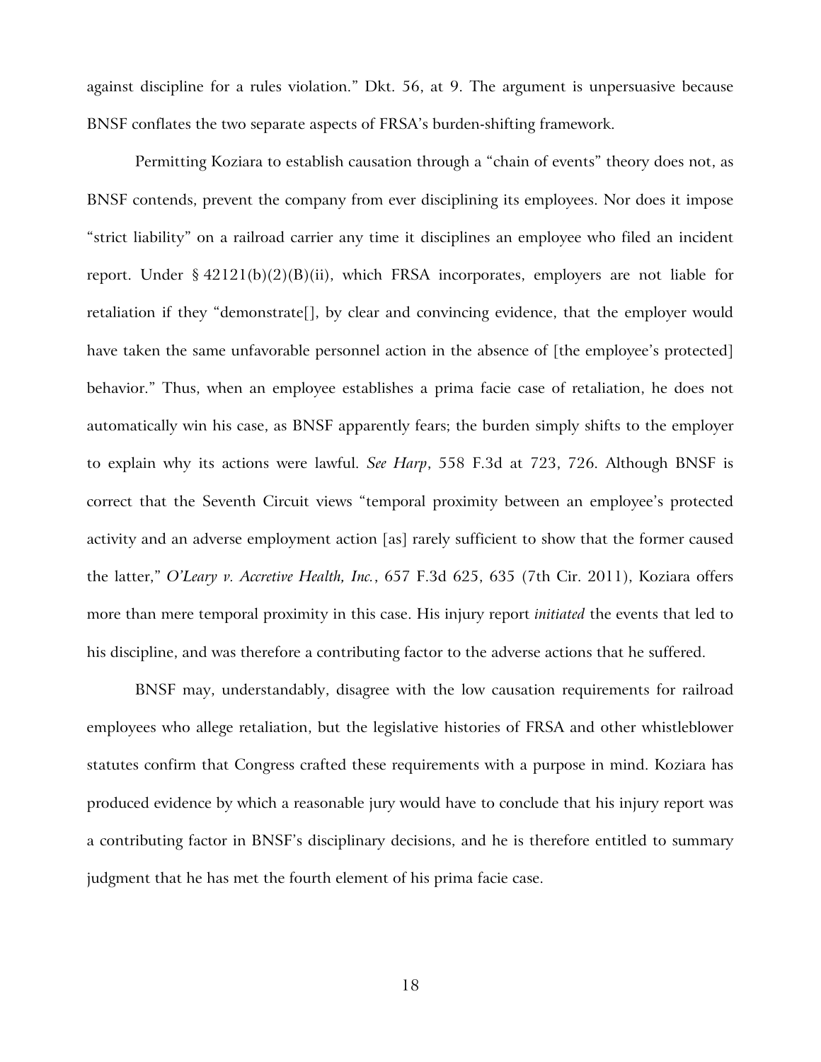against discipline for a rules violation." Dkt. 56, at 9. The argument is unpersuasive because BNSF conflates the two separate aspects of FRSA's burden-shifting framework.

Permitting Koziara to establish causation through a "chain of events" theory does not, as BNSF contends, prevent the company from ever disciplining its employees. Nor does it impose "strict liability" on a railroad carrier any time it disciplines an employee who filed an incident report. Under § 42121(b)(2)(B)(ii), which FRSA incorporates, employers are not liable for retaliation if they "demonstrate[], by clear and convincing evidence, that the employer would have taken the same unfavorable personnel action in the absence of [the employee's protected] behavior." Thus, when an employee establishes a prima facie case of retaliation, he does not automatically win his case, as BNSF apparently fears; the burden simply shifts to the employer to explain why its actions were lawful. *See Harp*, 558 F.3d at 723, 726. Although BNSF is correct that the Seventh Circuit views "temporal proximity between an employee's protected activity and an adverse employment action [as] rarely sufficient to show that the former caused the latter," *O'Leary v. Accretive Health, Inc.*, 657 F.3d 625, 635 (7th Cir. 2011), Koziara offers more than mere temporal proximity in this case. His injury report *initiated* the events that led to his discipline, and was therefore a contributing factor to the adverse actions that he suffered.

BNSF may, understandably, disagree with the low causation requirements for railroad employees who allege retaliation, but the legislative histories of FRSA and other whistleblower statutes confirm that Congress crafted these requirements with a purpose in mind. Koziara has produced evidence by which a reasonable jury would have to conclude that his injury report was a contributing factor in BNSF's disciplinary decisions, and he is therefore entitled to summary judgment that he has met the fourth element of his prima facie case.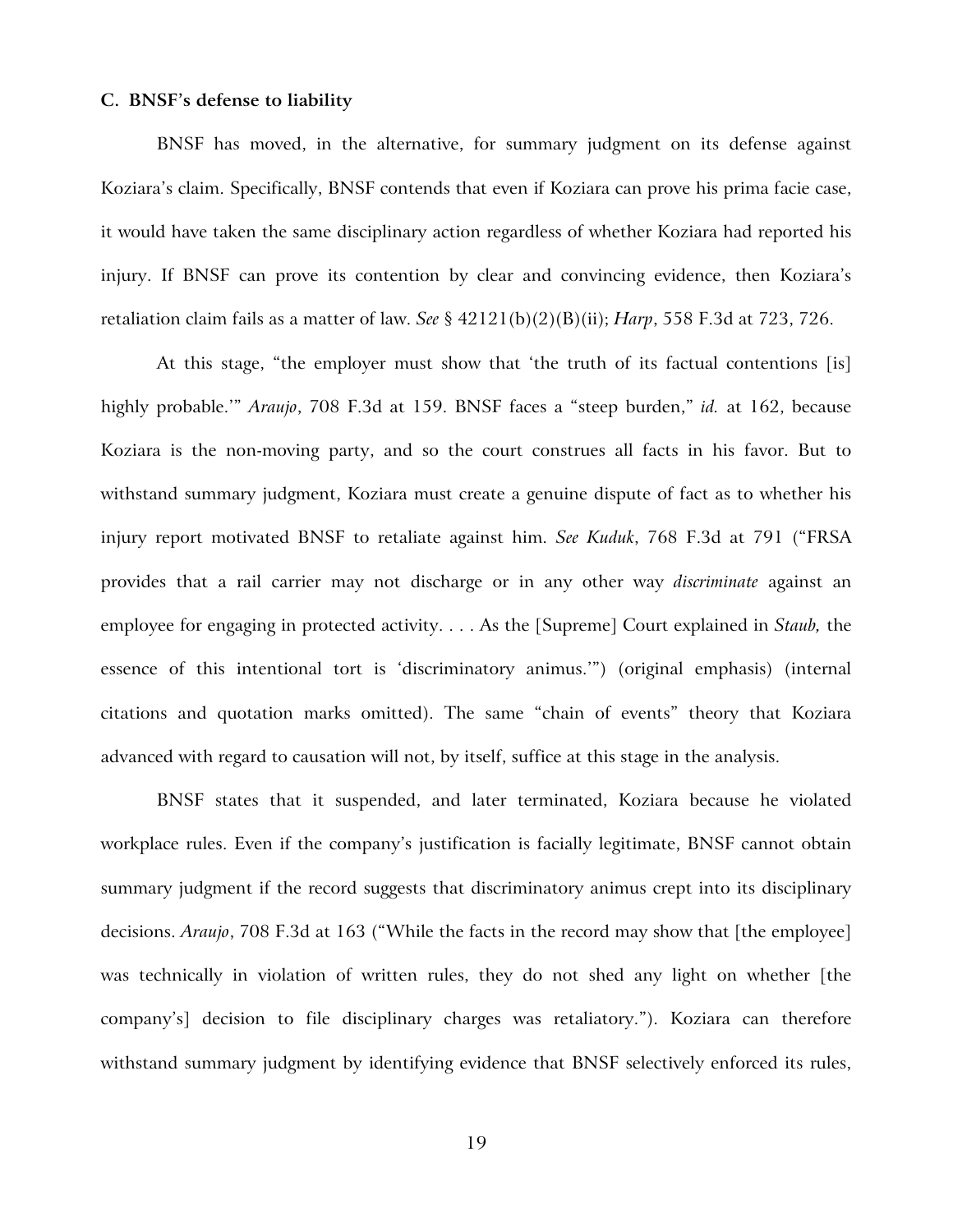### C. BNSF's defense to liability

BNSF has moved, in the alternative, for summary judgment on its defense against Koziara's claim. Specifically, BNSF contends that even if Koziara can prove his prima facie case, it would have taken the same disciplinary action regardless of whether Koziara had reported his injury. If BNSF can prove its contention by clear and convincing evidence, then Koziara's retaliation claim fails as a matter of law. *See* § 42121(b)(2)(B)(ii); *Harp*, 558 F.3d at 723, 726.

At this stage, "the employer must show that 'the truth of its factual contentions [is] highly probable.'" *Araujo*, 708 F.3d at 159. BNSF faces a "steep burden," *id.* at 162, because Koziara is the non-moving party, and so the court construes all facts in his favor. But to withstand summary judgment, Koziara must create a genuine dispute of fact as to whether his injury report motivated BNSF to retaliate against him. *See Kuduk*, 768 F.3d at 791 ("FRSA provides that a rail carrier may not discharge or in any other way *discriminate* against an employee for engaging in protected activity. . . . As the [Supreme] Court explained in *Staub,* the essence of this intentional tort is 'discriminatory animus.'") (original emphasis) (internal citations and quotation marks omitted). The same "chain of events" theory that Koziara advanced with regard to causation will not, by itself, suffice at this stage in the analysis.

BNSF states that it suspended, and later terminated, Koziara because he violated workplace rules. Even if the company's justification is facially legitimate, BNSF cannot obtain summary judgment if the record suggests that discriminatory animus crept into its disciplinary decisions. *Araujo*, 708 F.3d at 163 ("While the facts in the record may show that [the employee] was technically in violation of written rules, they do not shed any light on whether [the company's] decision to file disciplinary charges was retaliatory."). Koziara can therefore withstand summary judgment by identifying evidence that BNSF selectively enforced its rules,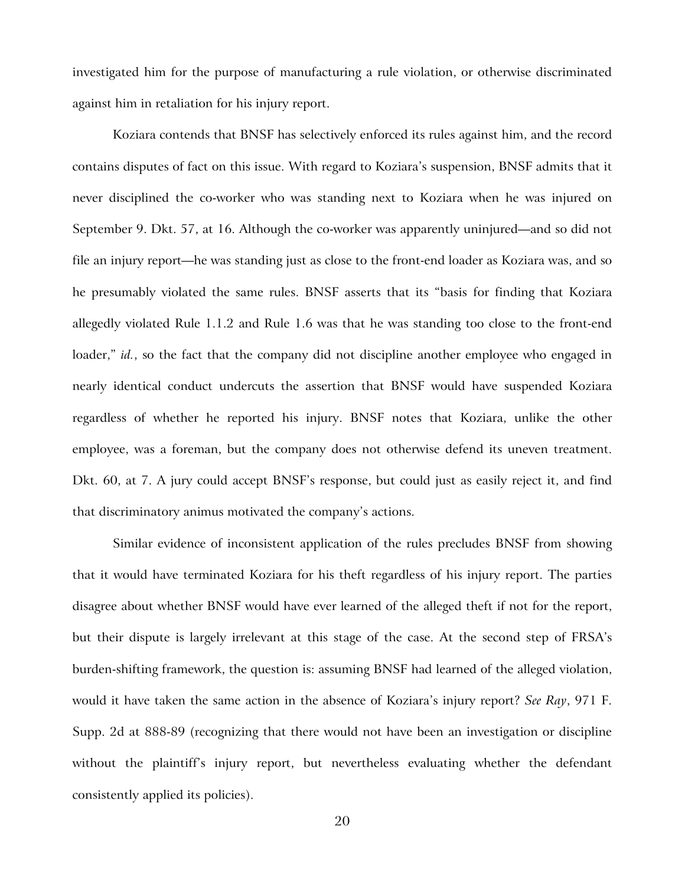investigated him for the purpose of manufacturing a rule violation, or otherwise discriminated against him in retaliation for his injury report.

Koziara contends that BNSF has selectively enforced its rules against him, and the record contains disputes of fact on this issue. With regard to Koziara's suspension, BNSF admits that it never disciplined the co-worker who was standing next to Koziara when he was injured on September 9. Dkt. 57, at 16. Although the co-worker was apparently uninjured—and so did not file an injury report—he was standing just as close to the front-end loader as Koziara was, and so he presumably violated the same rules. BNSF asserts that its "basis for finding that Koziara allegedly violated Rule 1.1.2 and Rule 1.6 was that he was standing too close to the front-end loader," *id.*, so the fact that the company did not discipline another employee who engaged in nearly identical conduct undercuts the assertion that BNSF would have suspended Koziara regardless of whether he reported his injury. BNSF notes that Koziara, unlike the other employee, was a foreman, but the company does not otherwise defend its uneven treatment. Dkt. 60, at 7. A jury could accept BNSF's response, but could just as easily reject it, and find that discriminatory animus motivated the company's actions.

Similar evidence of inconsistent application of the rules precludes BNSF from showing that it would have terminated Koziara for his theft regardless of his injury report. The parties disagree about whether BNSF would have ever learned of the alleged theft if not for the report, but their dispute is largely irrelevant at this stage of the case. At the second step of FRSA's burden-shifting framework, the question is: assuming BNSF had learned of the alleged violation, would it have taken the same action in the absence of Koziara's injury report? *See Ray*, 971 F. Supp. 2d at 888-89 (recognizing that there would not have been an investigation or discipline without the plaintiff's injury report, but nevertheless evaluating whether the defendant consistently applied its policies).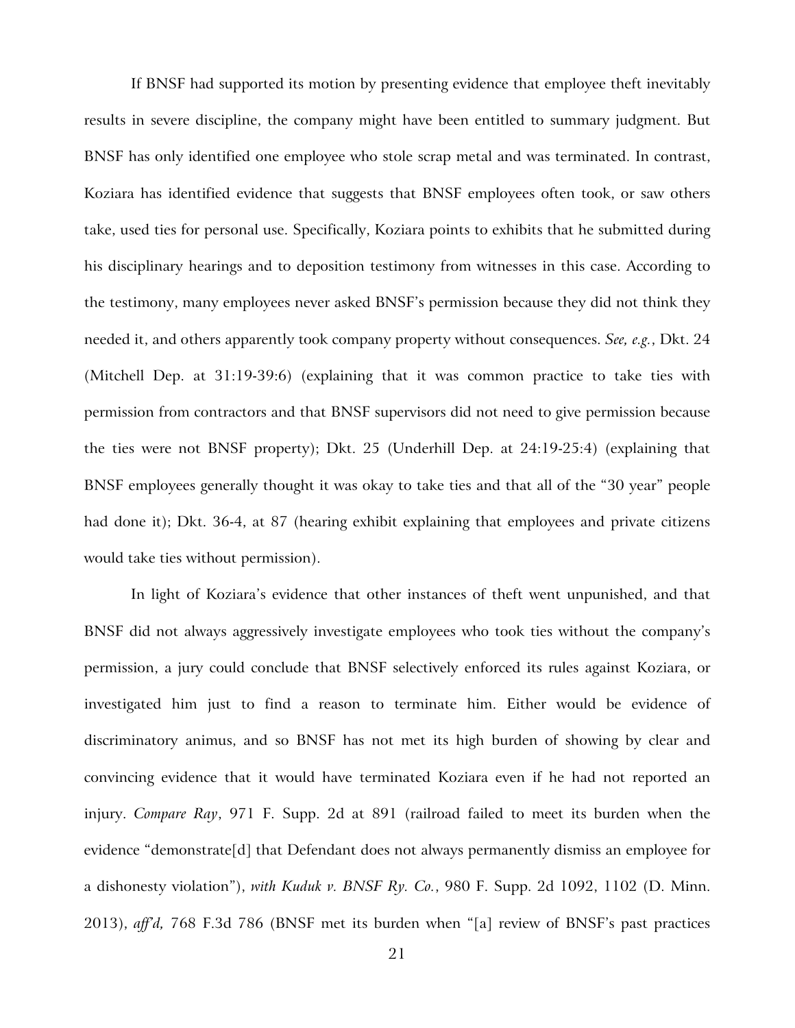If BNSF had supported its motion by presenting evidence that employee theft inevitably results in severe discipline, the company might have been entitled to summary judgment. But BNSF has only identified one employee who stole scrap metal and was terminated. In contrast, Koziara has identified evidence that suggests that BNSF employees often took, or saw others take, used ties for personal use. Specifically, Koziara points to exhibits that he submitted during his disciplinary hearings and to deposition testimony from witnesses in this case. According to the testimony, many employees never asked BNSF's permission because they did not think they needed it, and others apparently took company property without consequences. *See, e.g.*, Dkt. 24 (Mitchell Dep. at 31:19-39:6) (explaining that it was common practice to take ties with permission from contractors and that BNSF supervisors did not need to give permission because the ties were not BNSF property); Dkt. 25 (Underhill Dep. at 24:19-25:4) (explaining that BNSF employees generally thought it was okay to take ties and that all of the "30 year" people had done it); Dkt. 36-4, at 87 (hearing exhibit explaining that employees and private citizens would take ties without permission).

In light of Koziara's evidence that other instances of theft went unpunished, and that BNSF did not always aggressively investigate employees who took ties without the company's permission, a jury could conclude that BNSF selectively enforced its rules against Koziara, or investigated him just to find a reason to terminate him. Either would be evidence of discriminatory animus, and so BNSF has not met its high burden of showing by clear and convincing evidence that it would have terminated Koziara even if he had not reported an injury. *Compare Ray*, 971 F. Supp. 2d at 891 (railroad failed to meet its burden when the evidence "demonstrate[d] that Defendant does not always permanently dismiss an employee for a dishonesty violation"), *with Kuduk v. BNSF Ry. Co.*, 980 F. Supp. 2d 1092, 1102 (D. Minn. 2013), *aff'd,* 768 F.3d 786 (BNSF met its burden when "[a] review of BNSF's past practices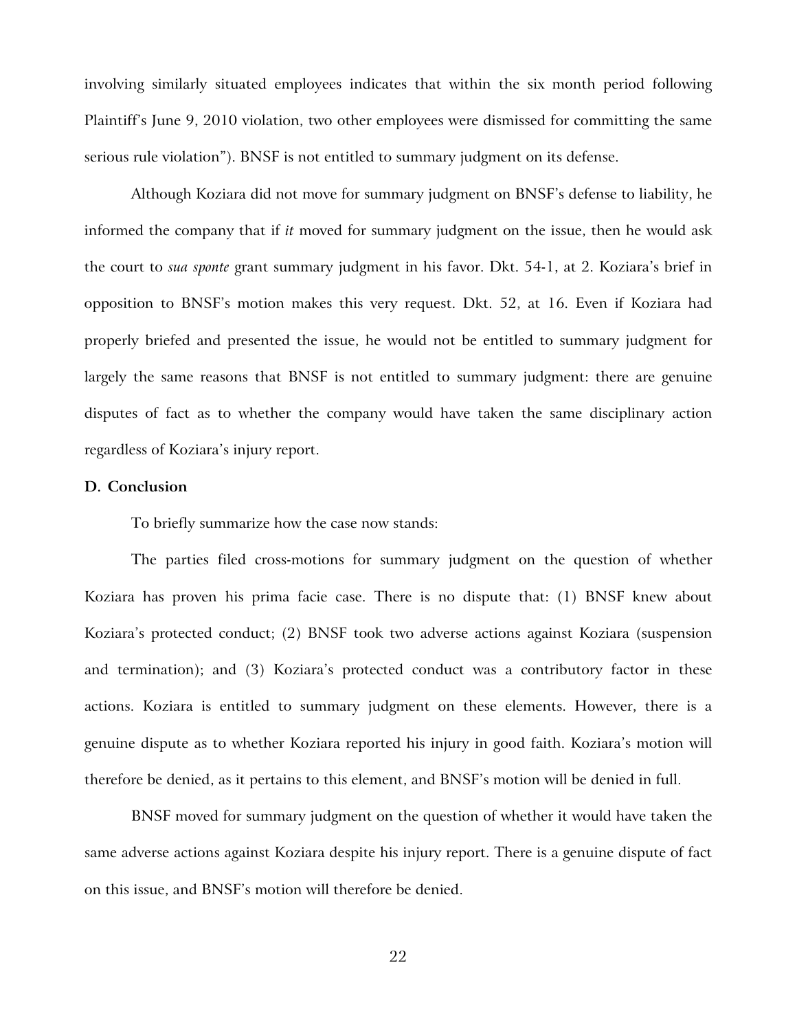involving similarly situated employees indicates that within the six month period following Plaintiff's June 9, 2010 violation, two other employees were dismissed for committing the same serious rule violation"). BNSF is not entitled to summary judgment on its defense.

Although Koziara did not move for summary judgment on BNSF's defense to liability, he informed the company that if *it* moved for summary judgment on the issue, then he would ask the court to *sua sponte* grant summary judgment in his favor. Dkt. 54-1, at 2. Koziara's brief in opposition to BNSF's motion makes this very request. Dkt. 52, at 16. Even if Koziara had properly briefed and presented the issue, he would not be entitled to summary judgment for largely the same reasons that BNSF is not entitled to summary judgment: there are genuine disputes of fact as to whether the company would have taken the same disciplinary action regardless of Koziara's injury report.

**D. Conclusion**

To briefly summarize how the case now stands:

The parties filed cross-motions for summary judgment on the question of whether Koziara has proven his prima facie case. There is no dispute that: (1) BNSF knew about Koziara's protected conduct; (2) BNSF took two adverse actions against Koziara (suspension and termination); and (3) Koziara's protected conduct was a contributory factor in these actions. Koziara is entitled to summary judgment on these elements. However, there is a genuine dispute as to whether Koziara reported his injury in good faith. Koziara's motion will therefore be denied, as it pertains to this element, and BNSF's motion will be denied in full.

BNSF moved for summary judgment on the question of whether it would have taken the same adverse actions against Koziara despite his injury report. There is a genuine dispute of fact on this issue, and BNSF's motion will therefore be denied.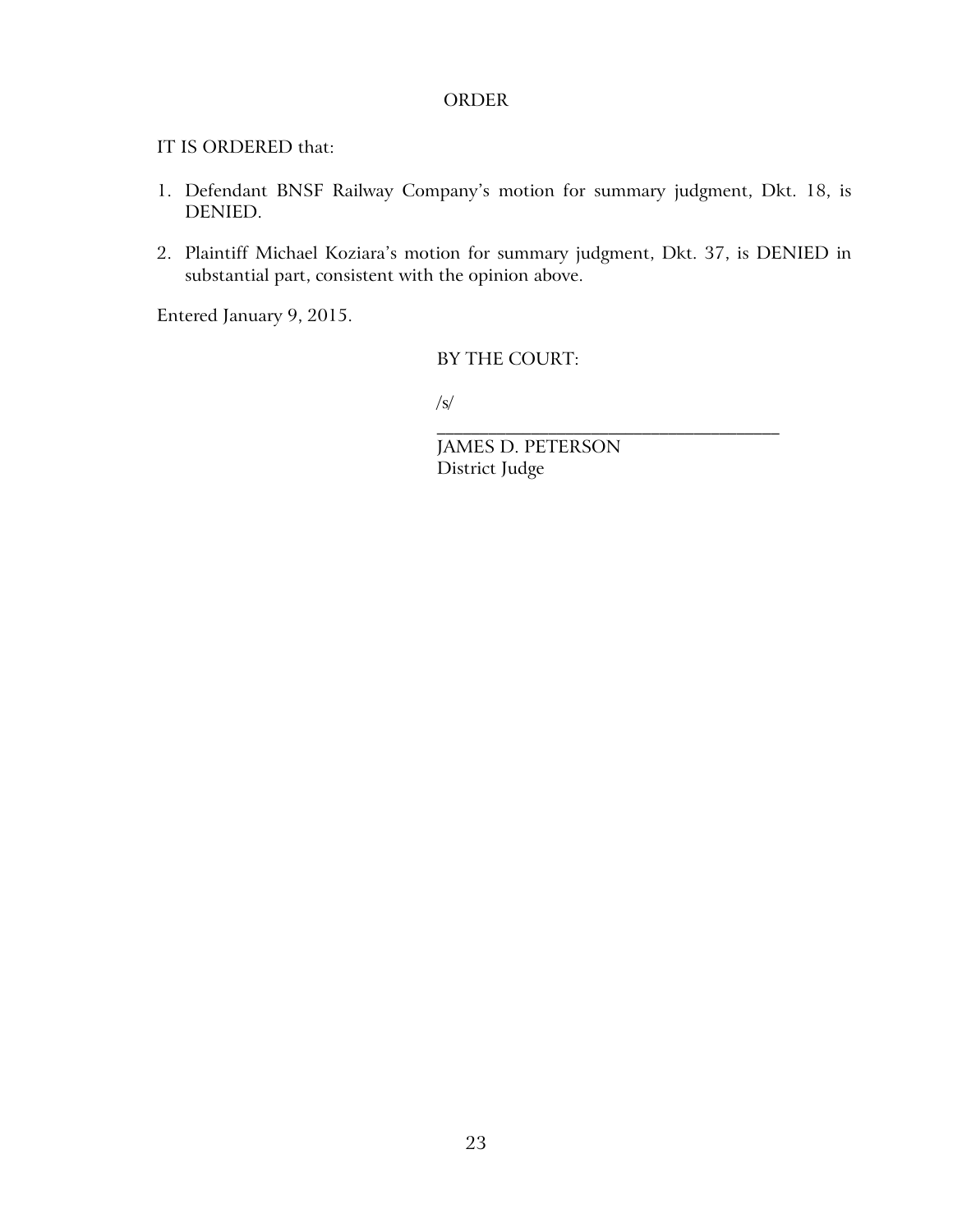# ORDER

IT IS ORDERED that:

1. Defendant BNSF Railway Company's motion for summary judgment, Dkt. 18, is DENIED.
2. Plaintiff Michael Koziara's motion for summary judgment, Dkt. 37, is DENIED in substantial part, consistent with the opinion above.

Entered January 9, 2015.

BY THE COURT:

/s/

________________________________________

JAMES D. PETERSON
District Judge